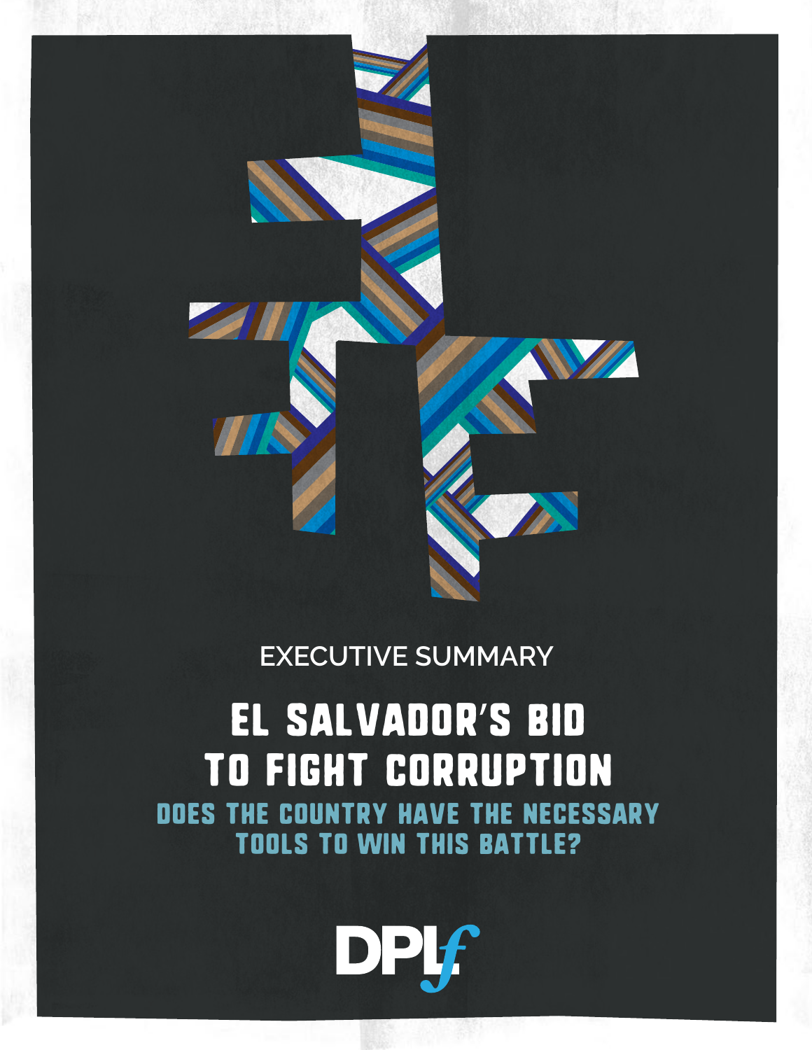EXECUTIVE SUMMARY

# EL SALVADOR'S BID TO FIGHT CORRUPTION

## DOES THE COUNTRY HAVE THE NECESSARY TOOLS TO WIN THIS BATTLE?

DPLf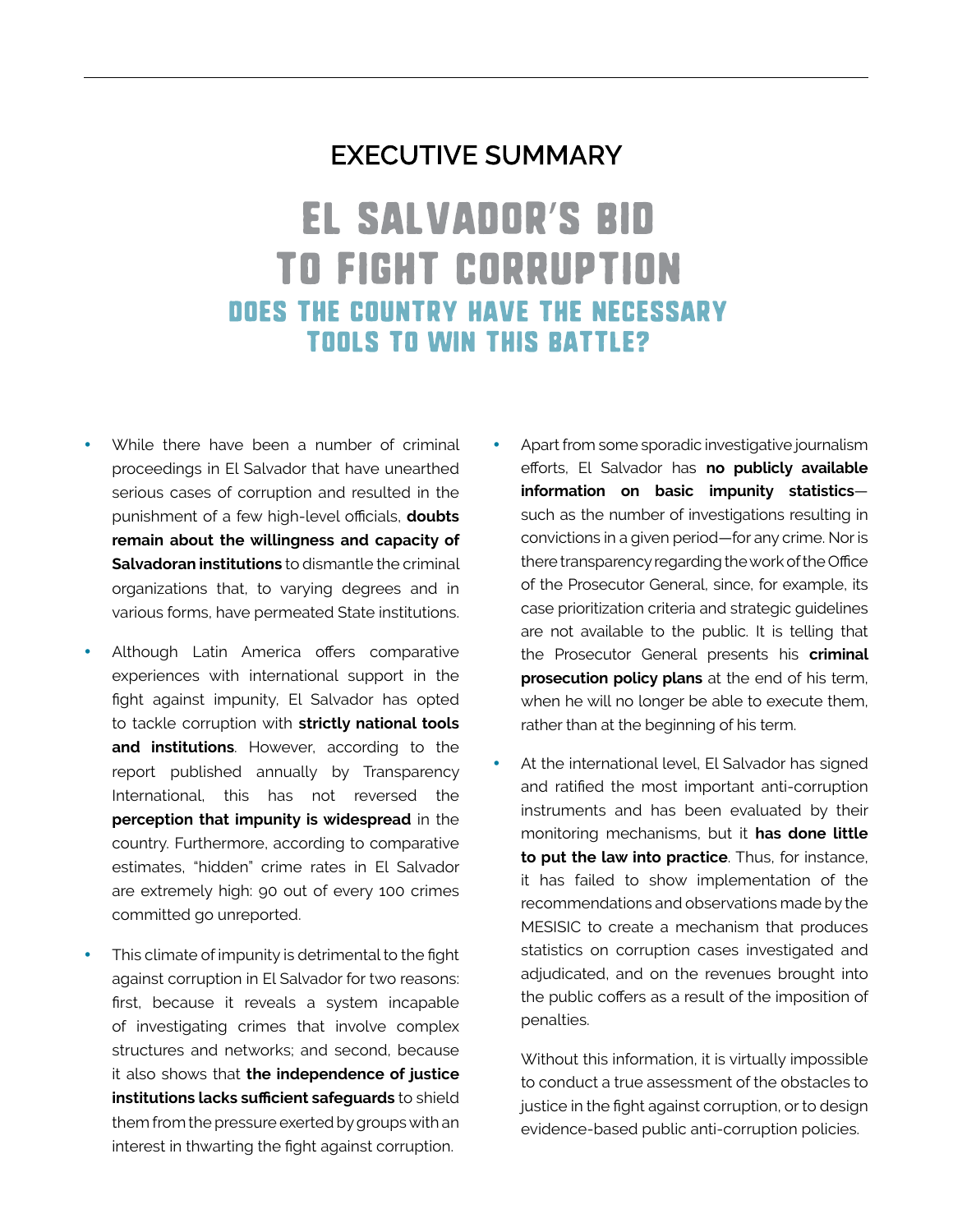## EXECUTIVE SUMMARY

# EL SALVADOR'S BID TO FIGHT CORRUPTION

## DOES THE COUNTRY HAVE THE NECESSARY TOOLS TO WIN THIS BATTLE?

- While there have been a number of criminal proceedings in El Salvador that have unearthed serious cases of corruption and resulted in the punishment of a few high-level officials, **doubts remain about the willingness and capacity of Salvadoran institutions** to dismantle the criminal organizations that, to varying degrees and in various forms, have permeated State institutions.

- Although Latin America offers comparative experiences with international support in the fight against impunity, El Salvador has opted to tackle corruption with **strictly national tools and institutions**. However, according to the report published annually by Transparency International, this has not reversed the **perception that impunity is widespread** in the country. Furthermore, according to comparative estimates, "hidden" crime rates in El Salvador are extremely high: 90 out of every 100 crimes committed go unreported.

- This climate of impunity is detrimental to the fight against corruption in El Salvador for two reasons: first, because it reveals a system incapable of investigating crimes that involve complex structures and networks; and second, because it also shows that **the independence of justice institutions lacks sufficient safeguards** to shield them from the pressure exerted by groups with an interest in thwarting the fight against corruption.

- Apart from some sporadic investigative journalism efforts, El Salvador has **no publicly available information on basic impunity statistics**—such as the number of investigations resulting in convictions in a given period—for any crime. Nor is there transparency regarding the work of the Office of the Prosecutor General, since, for example, its case prioritization criteria and strategic guidelines are not available to the public. It is telling that the Prosecutor General presents his **criminal prosecution policy plans** at the end of his term, when he will no longer be able to execute them, rather than at the beginning of his term.

- At the international level, El Salvador has signed and ratified the most important anti-corruption instruments and has been evaluated by their monitoring mechanisms, but it **has done little to put the law into practice**. Thus, for instance, it has failed to show implementation of the recommendations and observations made by the MESISIC to create a mechanism that produces statistics on corruption cases investigated and adjudicated, and on the revenues brought into the public coffers as a result of the imposition of penalties.

  Without this information, it is virtually impossible to conduct a true assessment of the obstacles to justice in the fight against corruption, or to design evidence-based public anti-corruption policies.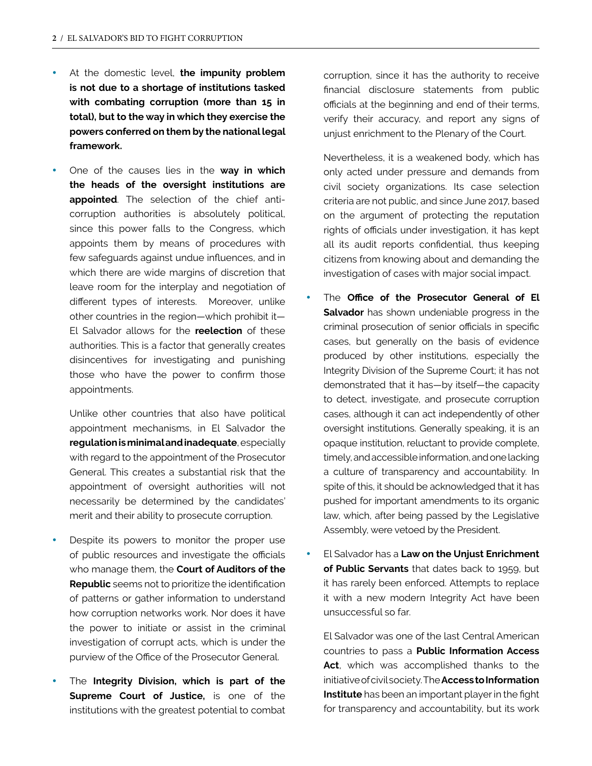- At the domestic level, **the impunity problem is not due to a shortage of institutions tasked with combating corruption (more than 15 in total), but to the way in which they exercise the powers conferred on them by the national legal framework.**

- One of the causes lies in the **way in which the heads of the oversight institutions are appointed**. The selection of the chief anti-corruption authorities is absolutely political, since this power falls to the Congress, which appoints them by means of procedures with few safeguards against undue influences, and in which there are wide margins of discretion that leave room for the interplay and negotiation of different types of interests. Moreover, unlike other countries in the region—which prohibit it—El Salvador allows for the **reelection** of these authorities. This is a factor that generally creates disincentives for investigating and punishing those who have the power to confirm those appointments.

  Unlike other countries that also have political appointment mechanisms, in El Salvador the **regulation is minimal and inadequate**, especially with regard to the appointment of the Prosecutor General. This creates a substantial risk that the appointment of oversight authorities will not necessarily be determined by the candidates' merit and their ability to prosecute corruption.

- Despite its powers to monitor the proper use of public resources and investigate the officials who manage them, the **Court of Auditors of the Republic** seems not to prioritize the identification of patterns or gather information to understand how corruption networks work. Nor does it have the power to initiate or assist in the criminal investigation of corrupt acts, which is under the purview of the Office of the Prosecutor General.

- The **Integrity Division, which is part of the Supreme Court of Justice,** is one of the institutions with the greatest potential to combat corruption, since it has the authority to receive financial disclosure statements from public officials at the beginning and end of their terms, verify their accuracy, and report any signs of unjust enrichment to the Plenary of the Court.

  Nevertheless, it is a weakened body, which has only acted under pressure and demands from civil society organizations. Its case selection criteria are not public, and since June 2017, based on the argument of protecting the reputation rights of officials under investigation, it has kept all its audit reports confidential, thus keeping citizens from knowing about and demanding the investigation of cases with major social impact.

- The **Office of the Prosecutor General of El Salvador** has shown undeniable progress in the criminal prosecution of senior officials in specific cases, but generally on the basis of evidence produced by other institutions, especially the Integrity Division of the Supreme Court; it has not demonstrated that it has—by itself—the capacity to detect, investigate, and prosecute corruption cases, although it can act independently of other oversight institutions. Generally speaking, it is an opaque institution, reluctant to provide complete, timely, and accessible information, and one lacking a culture of transparency and accountability. In spite of this, it should be acknowledged that it has pushed for important amendments to its organic law, which, after being passed by the Legislative Assembly, were vetoed by the President.

- El Salvador has a **Law on the Unjust Enrichment of Public Servants** that dates back to 1959, but it has rarely been enforced. Attempts to replace it with a new modern Integrity Act have been unsuccessful so far.

  El Salvador was one of the last Central American countries to pass a **Public Information Access Act**, which was accomplished thanks to the initiative of civil society. The **Access to Information Institute** has been an important player in the fight for transparency and accountability, but its work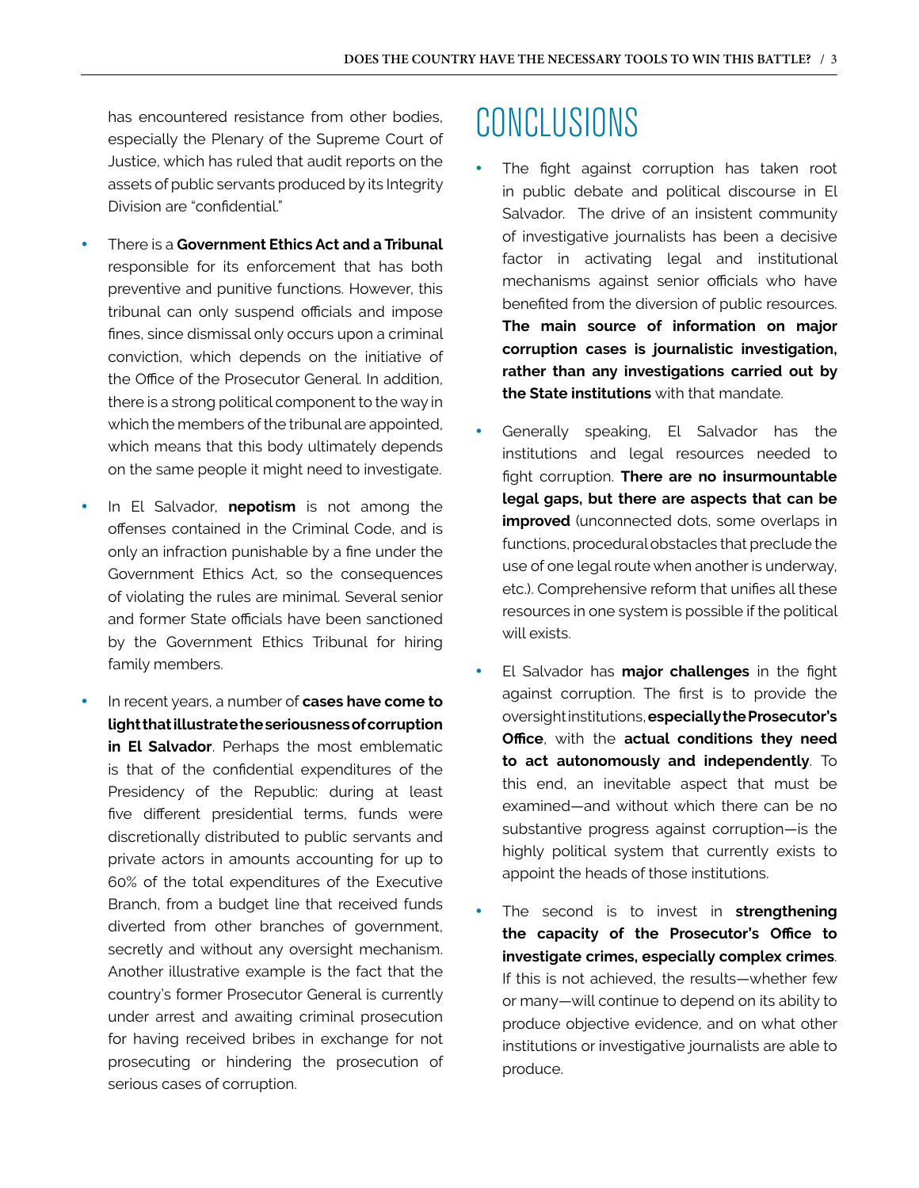has encountered resistance from other bodies, especially the Plenary of the Supreme Court of Justice, which has ruled that audit reports on the assets of public servants produced by its Integrity Division are "confidential."

- There is a **Government Ethics Act and a Tribunal** responsible for its enforcement that has both preventive and punitive functions. However, this tribunal can only suspend officials and impose fines, since dismissal only occurs upon a criminal conviction, which depends on the initiative of the Office of the Prosecutor General. In addition, there is a strong political component to the way in which the members of the tribunal are appointed, which means that this body ultimately depends on the same people it might need to investigate.
- In El Salvador, **nepotism** is not among the offenses contained in the Criminal Code, and is only an infraction punishable by a fine under the Government Ethics Act, so the consequences of violating the rules are minimal. Several senior and former State officials have been sanctioned by the Government Ethics Tribunal for hiring family members.
- In recent years, a number of **cases have come to light that illustrate the seriousness of corruption in El Salvador**. Perhaps the most emblematic is that of the confidential expenditures of the Presidency of the Republic: during at least five different presidential terms, funds were discretionally distributed to public servants and private actors in amounts accounting for up to 60% of the total expenditures of the Executive Branch, from a budget line that received funds diverted from other branches of government, secretly and without any oversight mechanism. Another illustrative example is the fact that the country's former Prosecutor General is currently under arrest and awaiting criminal prosecution for having received bribes in exchange for not prosecuting or hindering the prosecution of serious cases of corruption.

# CONCLUSIONS

- The fight against corruption has taken root in public debate and political discourse in El Salvador. The drive of an insistent community of investigative journalists has been a decisive factor in activating legal and institutional mechanisms against senior officials who have benefited from the diversion of public resources. **The main source of information on major corruption cases is journalistic investigation, rather than any investigations carried out by the State institutions** with that mandate.
- Generally speaking, El Salvador has the institutions and legal resources needed to fight corruption. **There are no insurmountable legal gaps, but there are aspects that can be improved** (unconnected dots, some overlaps in functions, procedural obstacles that preclude the use of one legal route when another is underway, etc.). Comprehensive reform that unifies all these resources in one system is possible if the political will exists.
- El Salvador has **major challenges** in the fight against corruption. The first is to provide the oversight institutions, **especially the Prosecutor's Office**, with the **actual conditions they need to act autonomously and independently**. To this end, an inevitable aspect that must be examined—and without which there can be no substantive progress against corruption—is the highly political system that currently exists to appoint the heads of those institutions.
- The second is to invest in **strengthening the capacity of the Prosecutor's Office to investigate crimes, especially complex crimes**. If this is not achieved, the results—whether few or many—will continue to depend on its ability to produce objective evidence, and on what other institutions or investigative journalists are able to produce.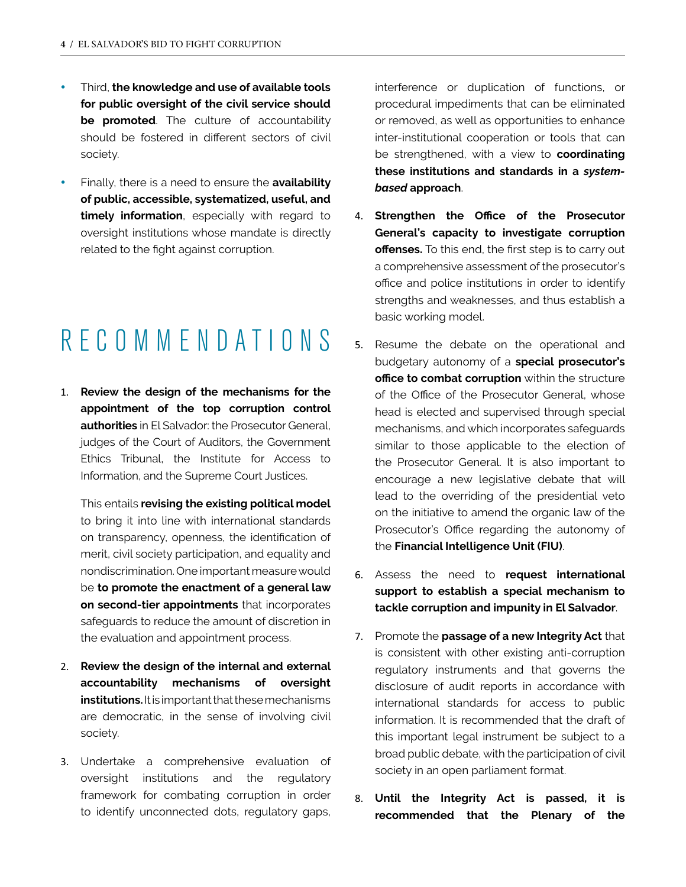- Third, **the knowledge and use of available tools for public oversight of the civil service should be promoted**. The culture of accountability should be fostered in different sectors of civil society.
- Finally, there is a need to ensure the **availability of public, accessible, systematized, useful, and timely information**, especially with regard to oversight institutions whose mandate is directly related to the fight against corruption.

# RECOMMENDATIONS

1. **Review the design of the mechanisms for the appointment of the top corruption control authorities** in El Salvador: the Prosecutor General, judges of the Court of Auditors, the Government Ethics Tribunal, the Institute for Access to Information, and the Supreme Court Justices.

   This entails **revising the existing political model** to bring it into line with international standards on transparency, openness, the identification of merit, civil society participation, and equality and nondiscrimination. One important measure would be **to promote the enactment of a general law on second-tier appointments** that incorporates safeguards to reduce the amount of discretion in the evaluation and appointment process.

2. **Review the design of the internal and external accountability mechanisms of oversight institutions.** It is important that these mechanisms are democratic, in the sense of involving civil society.

3. Undertake a comprehensive evaluation of oversight institutions and the regulatory framework for combating corruption in order to identify unconnected dots, regulatory gaps, interference or duplication of functions, or procedural impediments that can be eliminated or removed, as well as opportunities to enhance inter-institutional cooperation or tools that can be strengthened, with a view to **coordinating these institutions and standards in a *system-based* approach**.

4. **Strengthen the Office of the Prosecutor General's capacity to investigate corruption offenses.** To this end, the first step is to carry out a comprehensive assessment of the prosecutor's office and police institutions in order to identify strengths and weaknesses, and thus establish a basic working model.

5. Resume the debate on the operational and budgetary autonomy of a **special prosecutor's office to combat corruption** within the structure of the Office of the Prosecutor General, whose head is elected and supervised through special mechanisms, and which incorporates safeguards similar to those applicable to the election of the Prosecutor General. It is also important to encourage a new legislative debate that will lead to the overriding of the presidential veto on the initiative to amend the organic law of the Prosecutor's Office regarding the autonomy of the **Financial Intelligence Unit (FIU)**.

6. Assess the need to **request international support to establish a special mechanism to tackle corruption and impunity in El Salvador**.

7. Promote the **passage of a new Integrity Act** that is consistent with other existing anti-corruption regulatory instruments and that governs the disclosure of audit reports in accordance with international standards for access to public information. It is recommended that the draft of this important legal instrument be subject to a broad public debate, with the participation of civil society in an open parliament format.

8. **Until the Integrity Act is passed, it is recommended that the Plenary of the**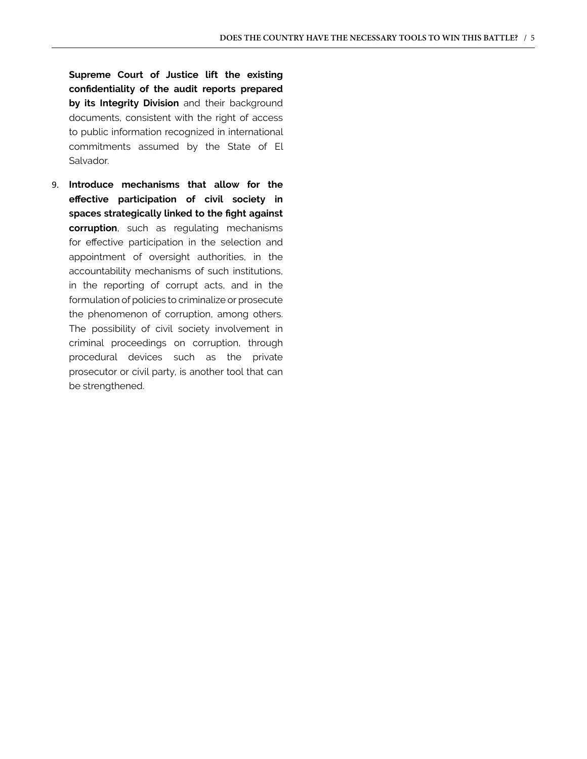**Supreme Court of Justice lift the existing confidentiality of the audit reports prepared by its Integrity Division** and their background documents, consistent with the right of access to public information recognized in international commitments assumed by the State of El Salvador.

9. **Introduce mechanisms that allow for the effective participation of civil society in spaces strategically linked to the fight against corruption**, such as regulating mechanisms for effective participation in the selection and appointment of oversight authorities, in the accountability mechanisms of such institutions, in the reporting of corrupt acts, and in the formulation of policies to criminalize or prosecute the phenomenon of corruption, among others. The possibility of civil society involvement in criminal proceedings on corruption, through procedural devices such as the private prosecutor or civil party, is another tool that can be strengthened.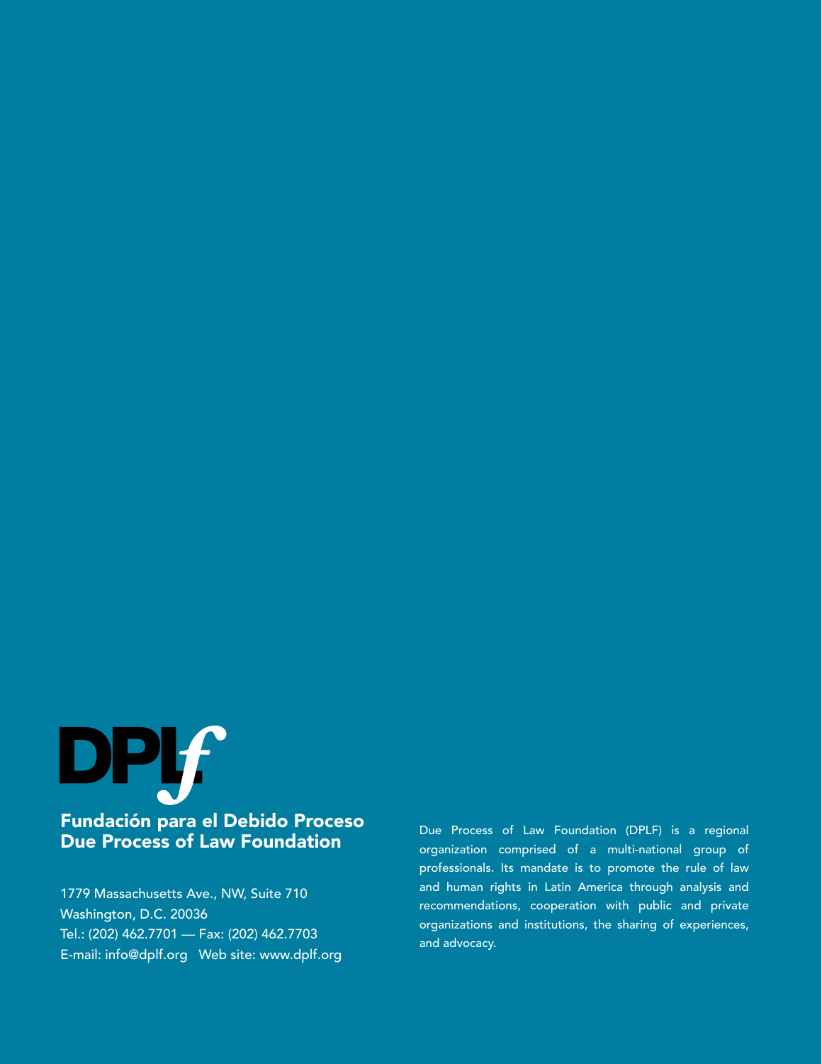DPLf

**Fundación para el Debido Proceso**
**Due Process of Law Foundation**

1779 Massachusetts Ave., NW, Suite 710
Washington, D.C. 20036
Tel.: (202) 462.7701 — Fax: (202) 462.7703
E-mail: info@dplf.org   Web site: www.dplf.org

Due Process of Law Foundation (DPLF) is a regional organization comprised of a multi-national group of professionals. Its mandate is to promote the rule of law and human rights in Latin America through analysis and recommendations, cooperation with public and private organizations and institutions, the sharing of experiences, and advocacy.